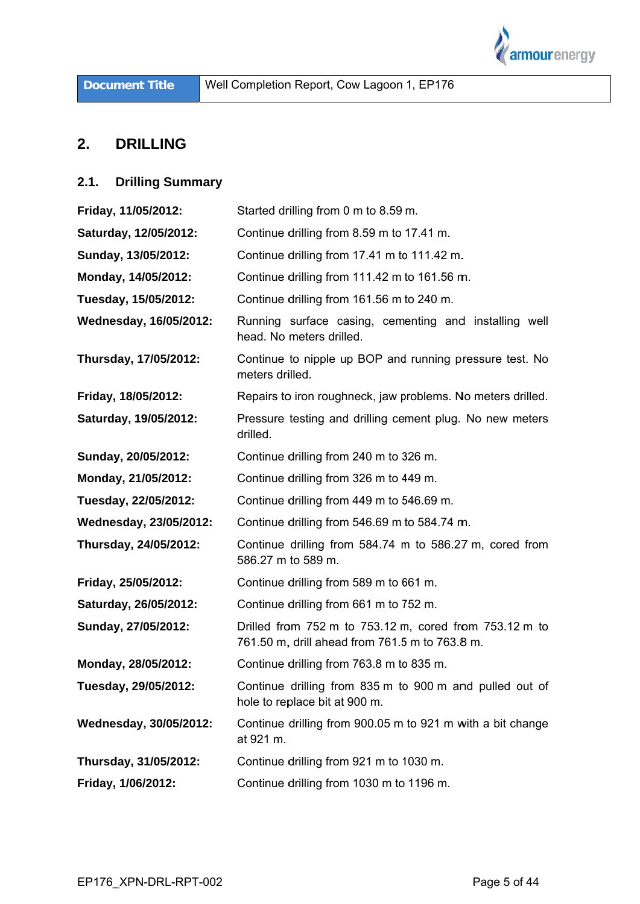| **Document Title** | Well Completion Report, Cow Lagoon 1, EP176 |
|---|---|

## 2. DRILLING

### 2.1. Drilling Summary

**Friday, 11/05/2012:** Started drilling from 0 m to 8.59 m.

**Saturday, 12/05/2012:** Continue drilling from 8.59 m to 17.41 m.

**Sunday, 13/05/2012:** Continue drilling from 17.41 m to 111.42 m.

**Monday, 14/05/2012:** Continue drilling from 111.42 m to 161.56 m.

**Tuesday, 15/05/2012:** Continue drilling from 161.56 m to 240 m.

**Wednesday, 16/05/2012:** Running surface casing, cementing and installing well head. No meters drilled.

**Thursday, 17/05/2012:** Continue to nipple up BOP and running pressure test. No meters drilled.

**Friday, 18/05/2012:** Repairs to iron roughneck, jaw problems. No meters drilled.

**Saturday, 19/05/2012:** Pressure testing and drilling cement plug. No new meters drilled.

**Sunday, 20/05/2012:** Continue drilling from 240 m to 326 m.

**Monday, 21/05/2012:** Continue drilling from 326 m to 449 m.

**Tuesday, 22/05/2012:** Continue drilling from 449 m to 546.69 m.

**Wednesday, 23/05/2012:** Continue drilling from 546.69 m to 584.74 m.

**Thursday, 24/05/2012:** Continue drilling from 584.74 m to 586.27 m, cored from 586.27 m to 589 m.

**Friday, 25/05/2012:** Continue drilling from 589 m to 661 m.

**Saturday, 26/05/2012:** Continue drilling from 661 m to 752 m.

**Sunday, 27/05/2012:** Drilled from 752 m to 753.12 m, cored from 753.12 m to 761.50 m, drill ahead from 761.5 m to 763.8 m.

**Monday, 28/05/2012:** Continue drilling from 763.8 m to 835 m.

**Tuesday, 29/05/2012:** Continue drilling from 835 m to 900 m and pulled out of hole to replace bit at 900 m.

**Wednesday, 30/05/2012:** Continue drilling from 900.05 m to 921 m with a bit change at 921 m.

**Thursday, 31/05/2012:** Continue drilling from 921 m to 1030 m.

**Friday, 1/06/2012:** Continue drilling from 1030 m to 1196 m.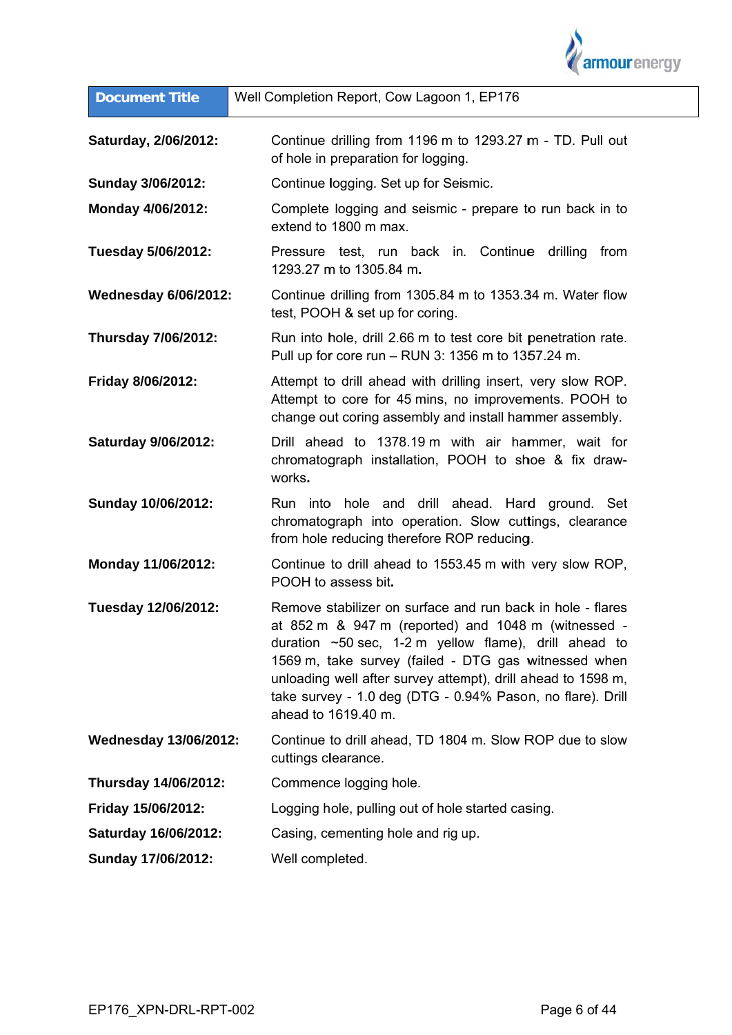| | |
|---|---|
| **Saturday, 2/06/2012:** | Continue drilling from 1196 m to 1293.27 m - TD. Pull out of hole in preparation for logging. |
| **Sunday 3/06/2012:** | Continue logging. Set up for Seismic. |
| **Monday 4/06/2012:** | Complete logging and seismic - prepare to run back in to extend to 1800 m max. |
| **Tuesday 5/06/2012:** | Pressure test, run back in. Continue drilling from 1293.27 m to 1305.84 m. |
| **Wednesday 6/06/2012:** | Continue drilling from 1305.84 m to 1353.34 m. Water flow test, POOH & set up for coring. |
| **Thursday 7/06/2012:** | Run into hole, drill 2.66 m to test core bit penetration rate. Pull up for core run – RUN 3: 1356 m to 1357.24 m. |
| **Friday 8/06/2012:** | Attempt to drill ahead with drilling insert, very slow ROP. Attempt to core for 45 mins, no improvements. POOH to change out coring assembly and install hammer assembly. |
| **Saturday 9/06/2012:** | Drill ahead to 1378.19 m with air hammer, wait for chromatograph installation, POOH to shoe & fix draw-works. |
| **Sunday 10/06/2012:** | Run into hole and drill ahead. Hard ground. Set chromatograph into operation. Slow cuttings, clearance from hole reducing therefore ROP reducing. |
| **Monday 11/06/2012:** | Continue to drill ahead to 1553.45 m with very slow ROP, POOH to assess bit. |
| **Tuesday 12/06/2012:** | Remove stabilizer on surface and run back in hole - flares at 852 m & 947 m (reported) and 1048 m (witnessed - duration ~50 sec, 1-2 m yellow flame), drill ahead to 1569 m, take survey (failed - DTG gas witnessed when unloading well after survey attempt), drill ahead to 1598 m, take survey - 1.0 deg (DTG - 0.94% Pason, no flare). Drill ahead to 1619.40 m. |
| **Wednesday 13/06/2012:** | Continue to drill ahead, TD 1804 m. Slow ROP due to slow cuttings clearance. |
| **Thursday 14/06/2012:** | Commence logging hole. |
| **Friday 15/06/2012:** | Logging hole, pulling out of hole started casing. |
| **Saturday 16/06/2012:** | Casing, cementing hole and rig up. |
| **Sunday 17/06/2012:** | Well completed. |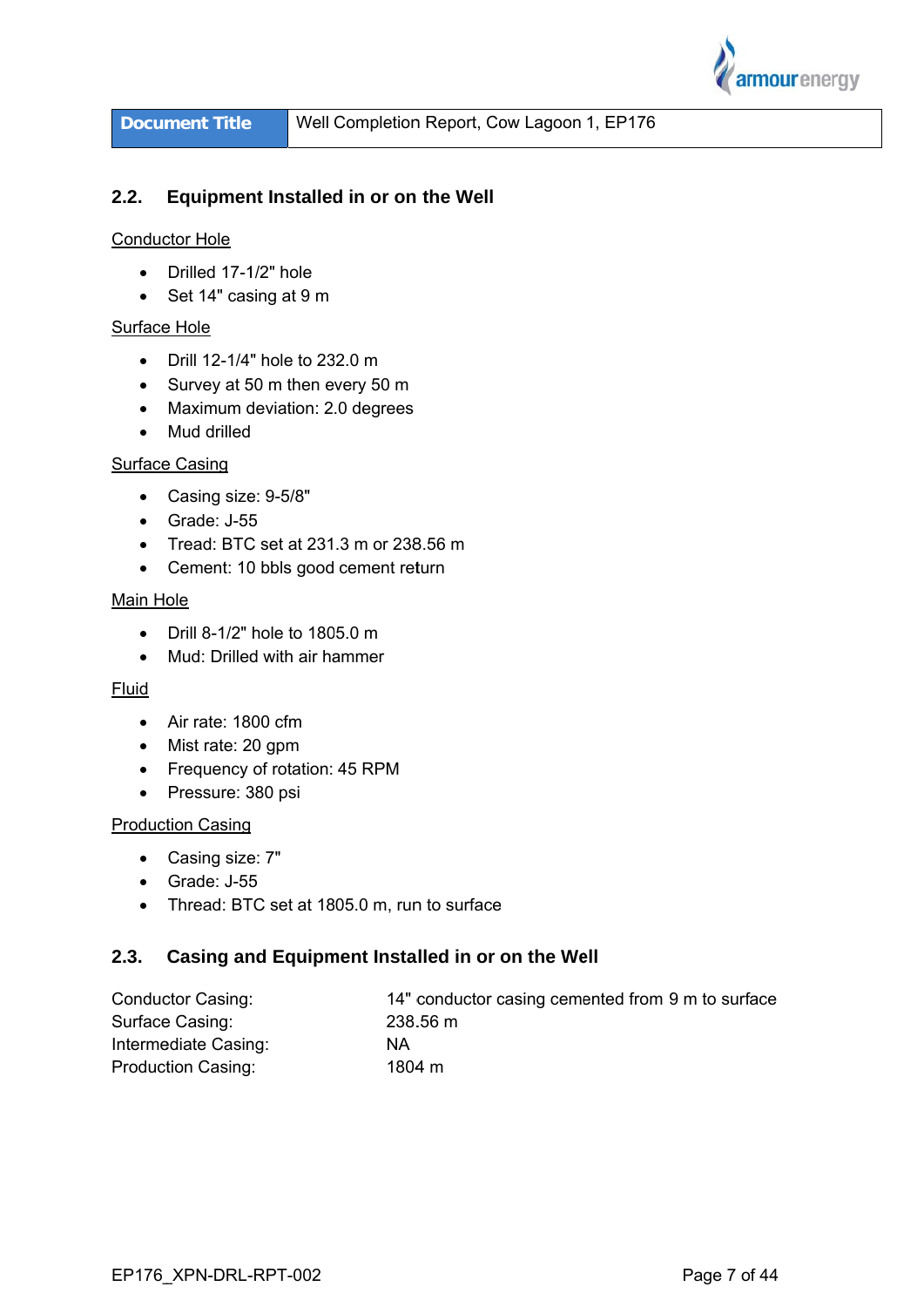## 2.2. Equipment Installed in or on the Well

Conductor Hole

- Drilled 17-1/2" hole
- Set 14" casing at 9 m

Surface Hole

- Drill 12-1/4" hole to 232.0 m
- Survey at 50 m then every 50 m
- Maximum deviation: 2.0 degrees
- Mud drilled

Surface Casing

- Casing size: 9-5/8"
- Grade: J-55
- Tread: BTC set at 231.3 m or 238.56 m
- Cement: 10 bbls good cement return

Main Hole

- Drill 8-1/2" hole to 1805.0 m
- Mud: Drilled with air hammer

Fluid

- Air rate: 1800 cfm
- Mist rate: 20 gpm
- Frequency of rotation: 45 RPM
- Pressure: 380 psi

Production Casing

- Casing size: 7"
- Grade: J-55
- Thread: BTC set at 1805.0 m, run to surface

## 2.3. Casing and Equipment Installed in or on the Well

| | |
|---|---|
| Conductor Casing: | 14" conductor casing cemented from 9 m to surface |
| Surface Casing: | 238.56 m |
| Intermediate Casing: | NA |
| Production Casing: | 1804 m |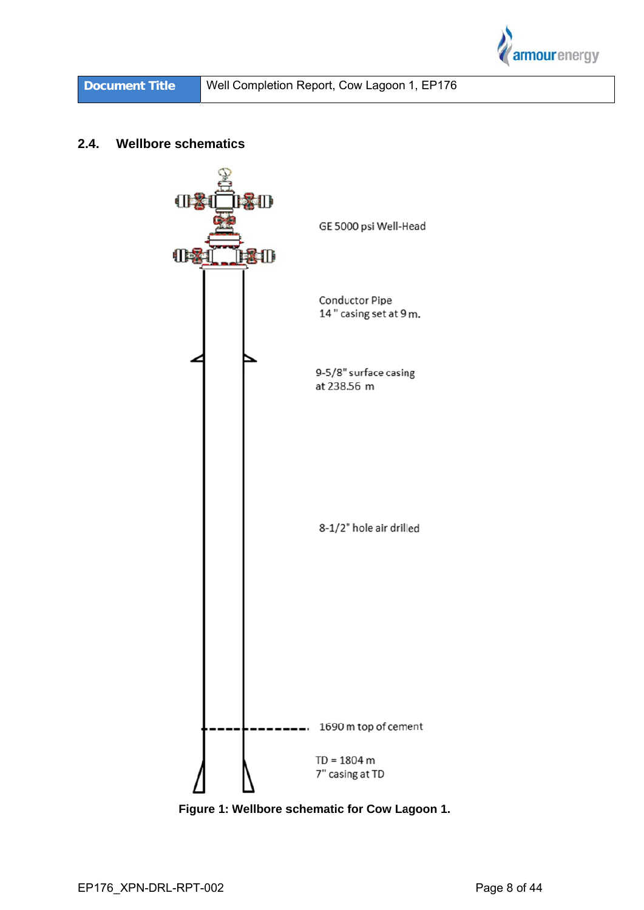## 2.4. Wellbore schematics

GE 5000 psi Well-Head

Conductor Pipe
14 " casing set at 9 m.

9-5/8" surface casing
at 238.56 m

8-1/2" hole air drilled

1690 m top of cement

TD = 1804 m
7" casing at TD

**Figure 1: Wellbore schematic for Cow Lagoon 1.**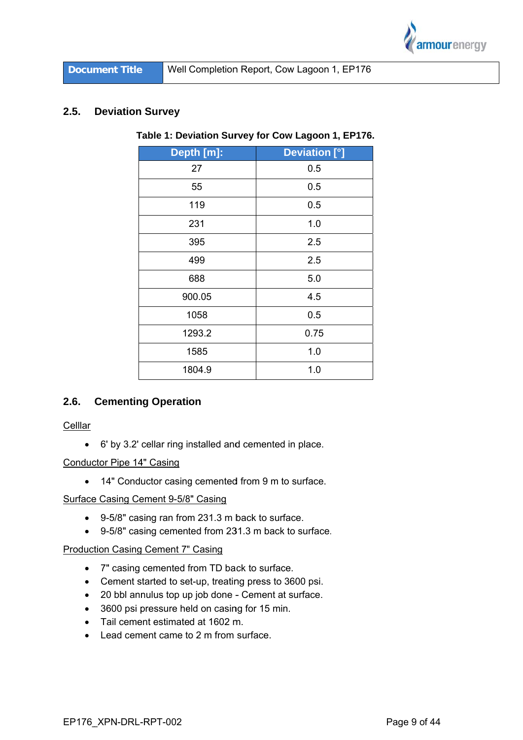## 2.5. Deviation Survey

**Table 1: Deviation Survey for Cow Lagoon 1, EP176.**

| Depth [m]: | Deviation [°] |
|---|---|
| 27 | 0.5 |
| 55 | 0.5 |
| 119 | 0.5 |
| 231 | 1.0 |
| 395 | 2.5 |
| 499 | 2.5 |
| 688 | 5.0 |
| 900.05 | 4.5 |
| 1058 | 0.5 |
| 1293.2 | 0.75 |
| 1585 | 1.0 |
| 1804.9 | 1.0 |

## 2.6. Cementing Operation

Celllar

- 6' by 3.2' cellar ring installed and cemented in place.

Conductor Pipe 14" Casing

- 14" Conductor casing cemented from 9 m to surface.

Surface Casing Cement 9-5/8" Casing

- 9-5/8" casing ran from 231.3 m back to surface.
- 9-5/8" casing cemented from 231.3 m back to surface.

Production Casing Cement 7" Casing

- 7" casing cemented from TD back to surface.
- Cement started to set-up, treating press to 3600 psi.
- 20 bbl annulus top up job done - Cement at surface.
- 3600 psi pressure held on casing for 15 min.
- Tail cement estimated at 1602 m.
- Lead cement came to 2 m from surface.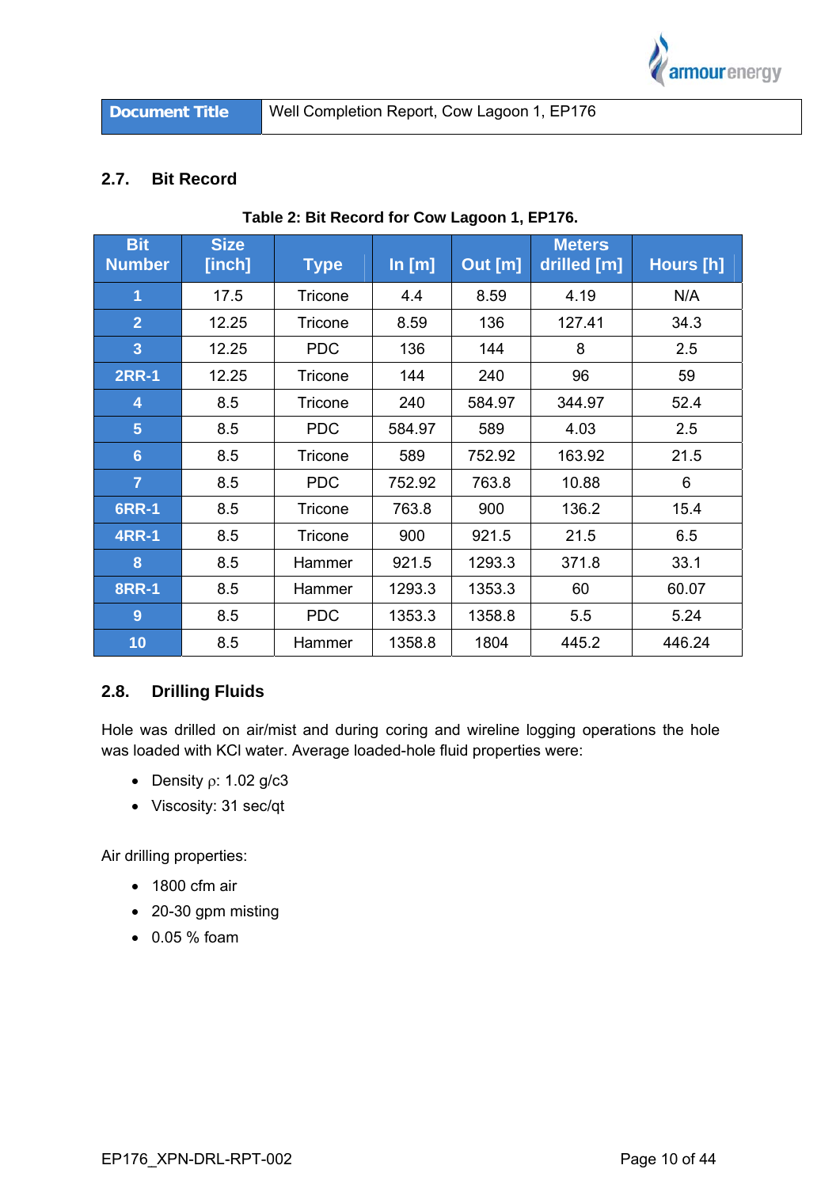## 2.7. Bit Record

**Table 2: Bit Record for Cow Lagoon 1, EP176.**

| Bit Number | Size [inch] | Type | In [m] | Out [m] | Meters drilled [m] | Hours [h] |
|---|---|---|---|---|---|---|
| 1 | 17.5 | Tricone | 4.4 | 8.59 | 4.19 | N/A |
| 2 | 12.25 | Tricone | 8.59 | 136 | 127.41 | 34.3 |
| 3 | 12.25 | PDC | 136 | 144 | 8 | 2.5 |
| 2RR-1 | 12.25 | Tricone | 144 | 240 | 96 | 59 |
| 4 | 8.5 | Tricone | 240 | 584.97 | 344.97 | 52.4 |
| 5 | 8.5 | PDC | 584.97 | 589 | 4.03 | 2.5 |
| 6 | 8.5 | Tricone | 589 | 752.92 | 163.92 | 21.5 |
| 7 | 8.5 | PDC | 752.92 | 763.8 | 10.88 | 6 |
| 6RR-1 | 8.5 | Tricone | 763.8 | 900 | 136.2 | 15.4 |
| 4RR-1 | 8.5 | Tricone | 900 | 921.5 | 21.5 | 6.5 |
| 8 | 8.5 | Hammer | 921.5 | 1293.3 | 371.8 | 33.1 |
| 8RR-1 | 8.5 | Hammer | 1293.3 | 1353.3 | 60 | 60.07 |
| 9 | 8.5 | PDC | 1353.3 | 1358.8 | 5.5 | 5.24 |
| 10 | 8.5 | Hammer | 1358.8 | 1804 | 445.2 | 446.24 |

## 2.8. Drilling Fluids

Hole was drilled on air/mist and during coring and wireline logging operations the hole was loaded with KCl water. Average loaded-hole fluid properties were:

- Density $\rho$: 1.02 g/c3
- Viscosity: 31 sec/qt

Air drilling properties:

- 1800 cfm air
- 20-30 gpm misting
- 0.05 % foam